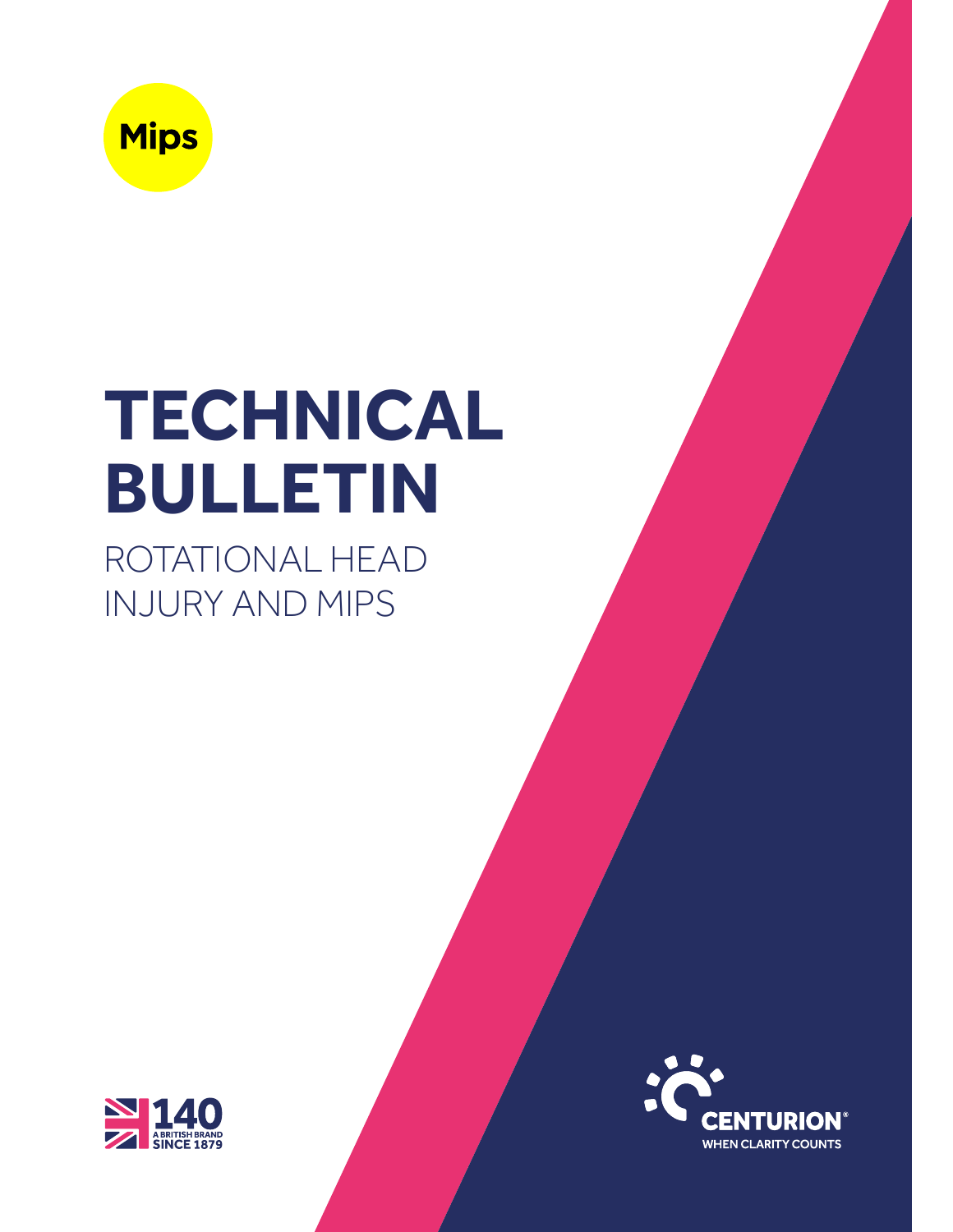Mips

# TECHNICAL BULLETIN

## ROTATIONAL HEAD INJURY AND MIPS

140 A BRITISH BRAND SINCE 1879

CENTURION® WHEN CLARITY COUNTS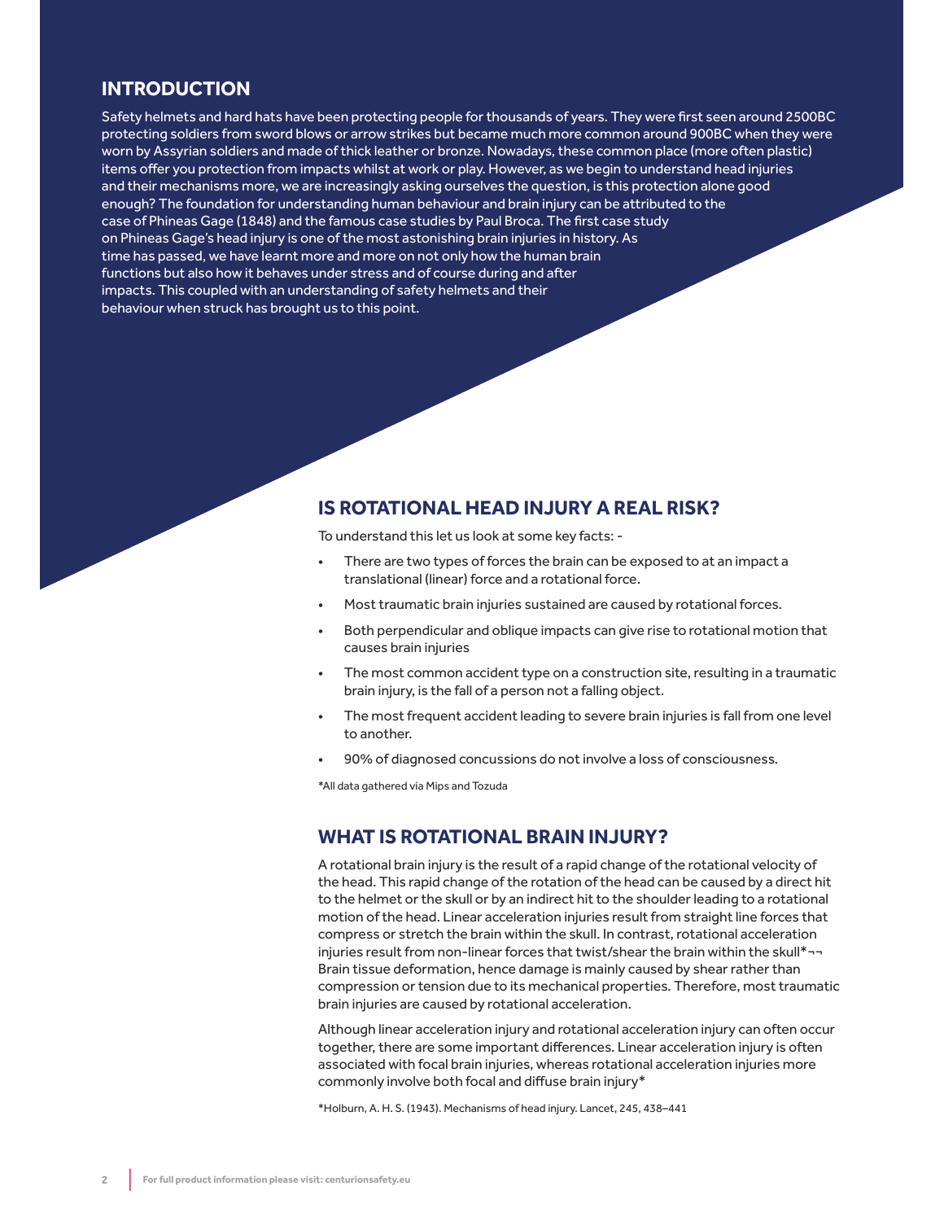## INTRODUCTION

Safety helmets and hard hats have been protecting people for thousands of years. They were first seen around 2500BC protecting soldiers from sword blows or arrow strikes but became much more common around 900BC when they were worn by Assyrian soldiers and made of thick leather or bronze. Nowadays, these common place (more often plastic) items offer you protection from impacts whilst at work or play. However, as we begin to understand head injuries and their mechanisms more, we are increasingly asking ourselves the question, is this protection alone good enough? The foundation for understanding human behaviour and brain injury can be attributed to the case of Phineas Gage (1848) and the famous case studies by Paul Broca. The first case study on Phineas Gage's head injury is one of the most astonishing brain injuries in history. As time has passed, we have learnt more and more on not only how the human brain functions but also how it behaves under stress and of course during and after impacts. This coupled with an understanding of safety helmets and their behaviour when struck has brought us to this point.

## IS ROTATIONAL HEAD INJURY A REAL RISK?

To understand this let us look at some key facts: -

- There are two types of forces the brain can be exposed to at an impact a translational (linear) force and a rotational force.
- Most traumatic brain injuries sustained are caused by rotational forces.
- Both perpendicular and oblique impacts can give rise to rotational motion that causes brain injuries
- The most common accident type on a construction site, resulting in a traumatic brain injury, is the fall of a person not a falling object.
- The most frequent accident leading to severe brain injuries is fall from one level to another.
- 90% of diagnosed concussions do not involve a loss of consciousness.

*All data gathered via Mips and Tozuda

## WHAT IS ROTATIONAL BRAIN INJURY?

A rotational brain injury is the result of a rapid change of the rotational velocity of the head. This rapid change of the rotation of the head can be caused by a direct hit to the helmet or the skull or by an indirect hit to the shoulder leading to a rotational motion of the head. Linear acceleration injuries result from straight line forces that compress or stretch the brain within the skull. In contrast, rotational acceleration injuries result from non-linear forces that twist/shear the brain within the skull*¬¬ Brain tissue deformation, hence damage is mainly caused by shear rather than compression or tension due to its mechanical properties. Therefore, most traumatic brain injuries are caused by rotational acceleration.

Although linear acceleration injury and rotational acceleration injury can often occur together, there are some important differences. Linear acceleration injury is often associated with focal brain injuries, whereas rotational acceleration injuries more commonly involve both focal and diffuse brain injury*

*Holburn, A. H. S. (1943). Mechanisms of head injury. Lancet, 245, 438–441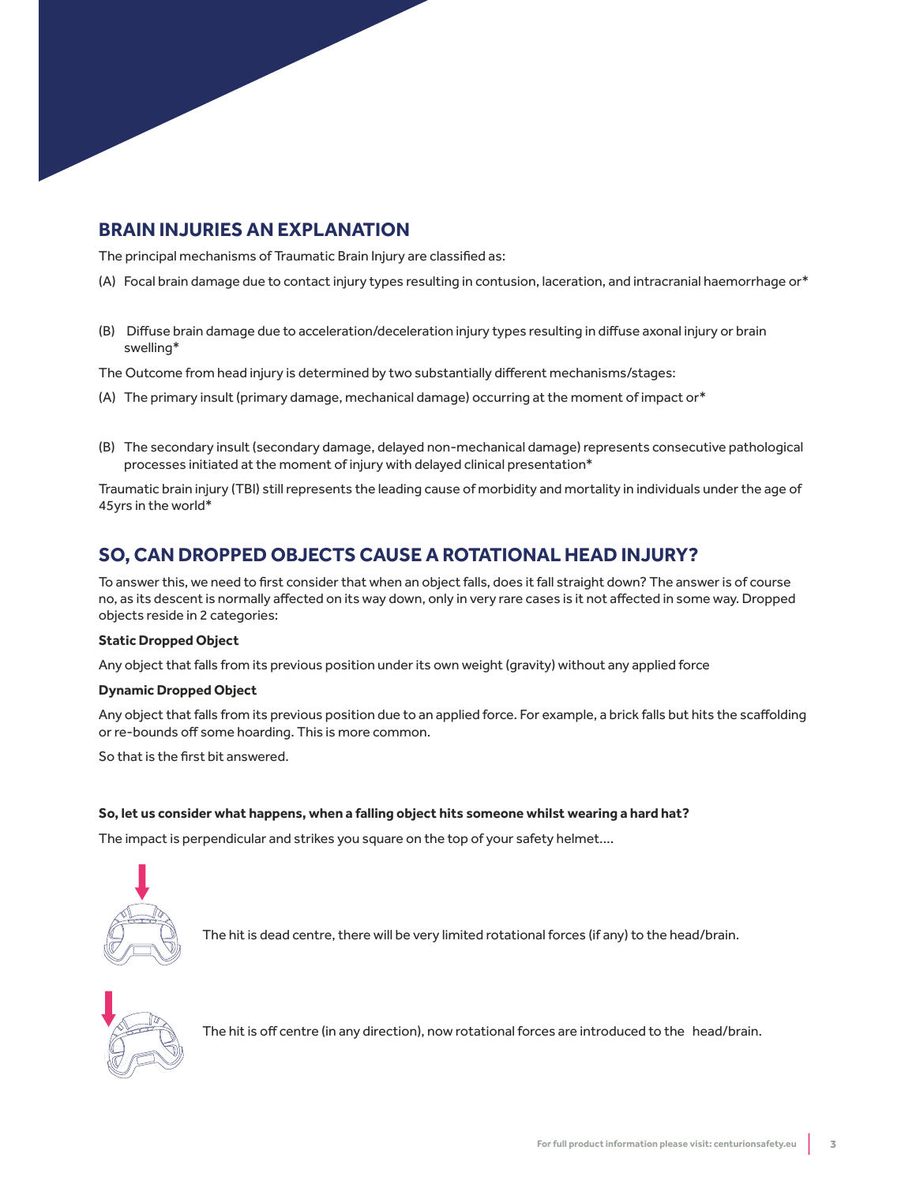## BRAIN INJURIES AN EXPLANATION

The principal mechanisms of Traumatic Brain Injury are classified as:

(A) Focal brain damage due to contact injury types resulting in contusion, laceration, and intracranial haemorrhage or*

(B) Diffuse brain damage due to acceleration/deceleration injury types resulting in diffuse axonal injury or brain swelling*

The Outcome from head injury is determined by two substantially different mechanisms/stages:

(A) The primary insult (primary damage, mechanical damage) occurring at the moment of impact or*

(B) The secondary insult (secondary damage, delayed non-mechanical damage) represents consecutive pathological processes initiated at the moment of injury with delayed clinical presentation*

Traumatic brain injury (TBI) still represents the leading cause of morbidity and mortality in individuals under the age of 45yrs in the world*

## SO, CAN DROPPED OBJECTS CAUSE A ROTATIONAL HEAD INJURY?

To answer this, we need to first consider that when an object falls, does it fall straight down? The answer is of course no, as its descent is normally affected on its way down, only in very rare cases is it not affected in some way. Dropped objects reside in 2 categories:

**Static Dropped Object**

Any object that falls from its previous position under its own weight (gravity) without any applied force

**Dynamic Dropped Object**

Any object that falls from its previous position due to an applied force. For example, a brick falls but hits the scaffolding or re-bounds off some hoarding. This is more common.

So that is the first bit answered.

**So, let us consider what happens, when a falling object hits someone whilst wearing a hard hat?**

The impact is perpendicular and strikes you square on the top of your safety helmet....

The hit is dead centre, there will be very limited rotational forces (if any) to the head/brain.

The hit is off centre (in any direction), now rotational forces are introduced to the head/brain.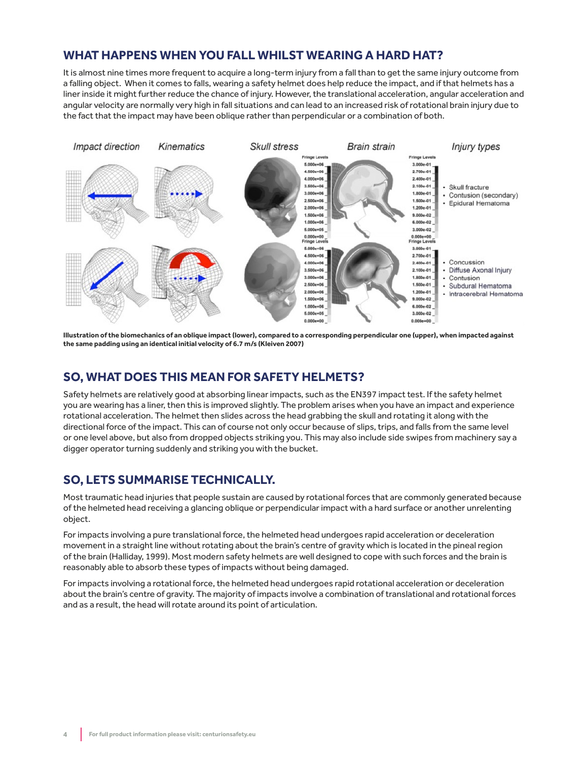## WHAT HAPPENS WHEN YOU FALL WHILST WEARING A HARD HAT?

It is almost nine times more frequent to acquire a long-term injury from a fall than to get the same injury outcome from a falling object. When it comes to falls, wearing a safety helmet does help reduce the impact, and if that helmets has a liner inside it might further reduce the chance of injury. However, the translational acceleration, angular acceleration and angular velocity are normally very high in fall situations and can lead to an increased risk of rotational brain injury due to the fact that the impact may have been oblique rather than perpendicular or a combination of both.

**Illustration of the biomechanics of an oblique impact (lower), compared to a corresponding perpendicular one (upper), when impacted against the same padding using an identical initial velocity of 6.7 m/s (Kleiven 2007)**

## SO, WHAT DOES THIS MEAN FOR SAFETY HELMETS?

Safety helmets are relatively good at absorbing linear impacts, such as the EN397 impact test. If the safety helmet you are wearing has a liner, then this is improved slightly. The problem arises when you have an impact and experience rotational acceleration. The helmet then slides across the head grabbing the skull and rotating it along with the directional force of the impact. This can of course not only occur because of slips, trips, and falls from the same level or one level above, but also from dropped objects striking you. This may also include side swipes from machinery say a digger operator turning suddenly and striking you with the bucket.

## SO, LETS SUMMARISE TECHNICALLY.

Most traumatic head injuries that people sustain are caused by rotational forces that are commonly generated because of the helmeted head receiving a glancing oblique or perpendicular impact with a hard surface or another unrelenting object.

For impacts involving a pure translational force, the helmeted head undergoes rapid acceleration or deceleration movement in a straight line without rotating about the brain's centre of gravity which is located in the pineal region of the brain (Halliday, 1999). Most modern safety helmets are well designed to cope with such forces and the brain is reasonably able to absorb these types of impacts without being damaged.

For impacts involving a rotational force, the helmeted head undergoes rapid rotational acceleration or deceleration about the brain's centre of gravity. The majority of impacts involve a combination of translational and rotational forces and as a result, the head will rotate around its point of articulation.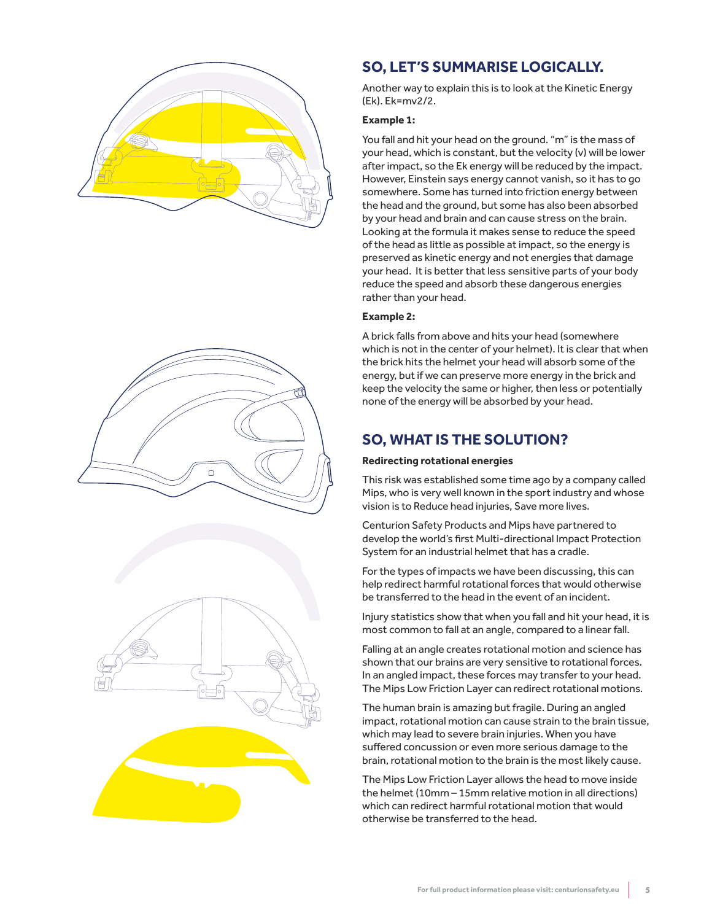## SO, LET'S SUMMARISE LOGICALLY.

Another way to explain this is to look at the Kinetic Energy (Ek). Ek=mv2/2.

**Example 1:**

You fall and hit your head on the ground. "m" is the mass of your head, which is constant, but the velocity (v) will be lower after impact, so the Ek energy will be reduced by the impact. However, Einstein says energy cannot vanish, so it has to go somewhere. Some has turned into friction energy between the head and the ground, but some has also been absorbed by your head and brain and can cause stress on the brain. Looking at the formula it makes sense to reduce the speed of the head as little as possible at impact, so the energy is preserved as kinetic energy and not energies that damage your head. It is better that less sensitive parts of your body reduce the speed and absorb these dangerous energies rather than your head.

**Example 2:**

A brick falls from above and hits your head (somewhere which is not in the center of your helmet). It is clear that when the brick hits the helmet your head will absorb some of the energy, but if we can preserve more energy in the brick and keep the velocity the same or higher, then less or potentially none of the energy will be absorbed by your head.

## SO, WHAT IS THE SOLUTION?

**Redirecting rotational energies**

This risk was established some time ago by a company called Mips, who is very well known in the sport industry and whose vision is to Reduce head injuries, Save more lives.

Centurion Safety Products and Mips have partnered to develop the world's first Multi-directional Impact Protection System for an industrial helmet that has a cradle.

For the types of impacts we have been discussing, this can help redirect harmful rotational forces that would otherwise be transferred to the head in the event of an incident.

Injury statistics show that when you fall and hit your head, it is most common to fall at an angle, compared to a linear fall.

Falling at an angle creates rotational motion and science has shown that our brains are very sensitive to rotational forces. In an angled impact, these forces may transfer to your head. The Mips Low Friction Layer can redirect rotational motions.

The human brain is amazing but fragile. During an angled impact, rotational motion can cause strain to the brain tissue, which may lead to severe brain injuries. When you have suffered concussion or even more serious damage to the brain, rotational motion to the brain is the most likely cause.

The Mips Low Friction Layer allows the head to move inside the helmet (10mm – 15mm relative motion in all directions) which can redirect harmful rotational motion that would otherwise be transferred to the head.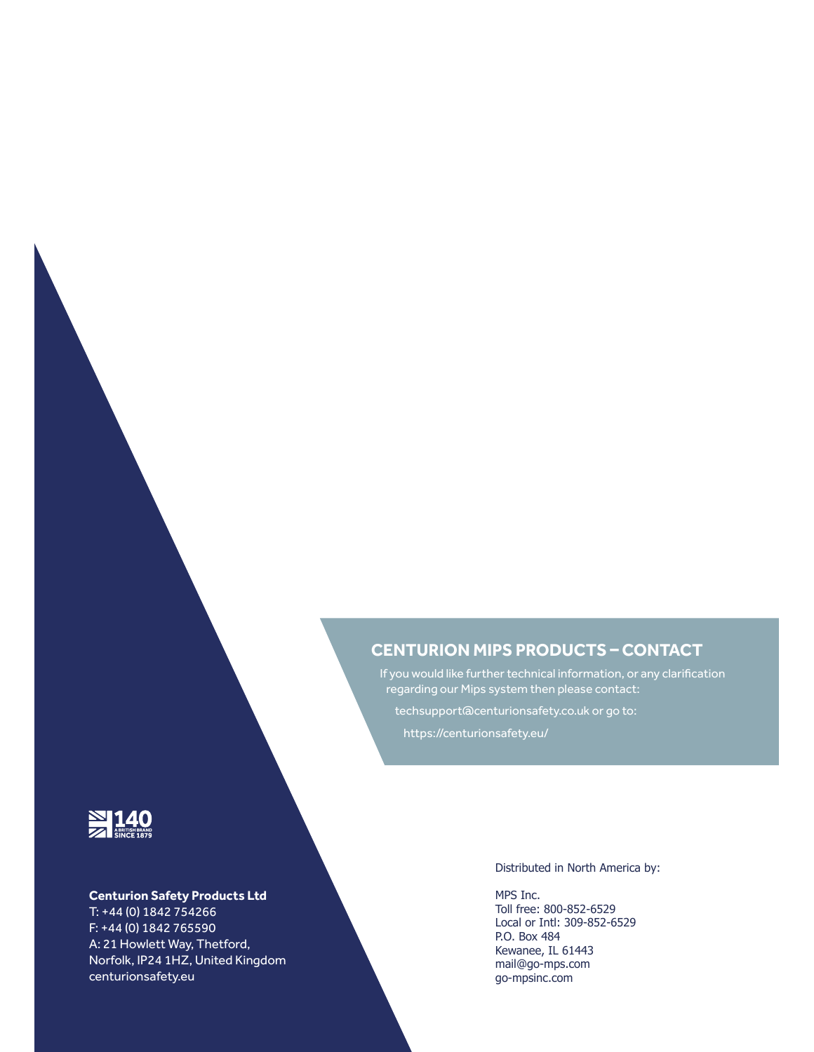## CENTURION MIPS PRODUCTS – CONTACT

If you would like further technical information, or any clarification regarding our Mips system then please contact:

techsupport@centurionsafety.co.uk or go to:

https://centurionsafety.eu/

140
A BRITISH BRAND
SINCE 1879

**Centurion Safety Products Ltd**
T: +44 (0) 1842 754266
F: +44 (0) 1842 765590
A: 21 Howlett Way, Thetford, Norfolk, IP24 1HZ, United Kingdom
centurionsafety.eu

Distributed in North America by:

MPS Inc.
Toll free: 800-852-6529
Local or Intl: 309-852-6529
P.O. Box 484
Kewanee, IL 61443
mail@go-mps.com
go-mpsinc.com